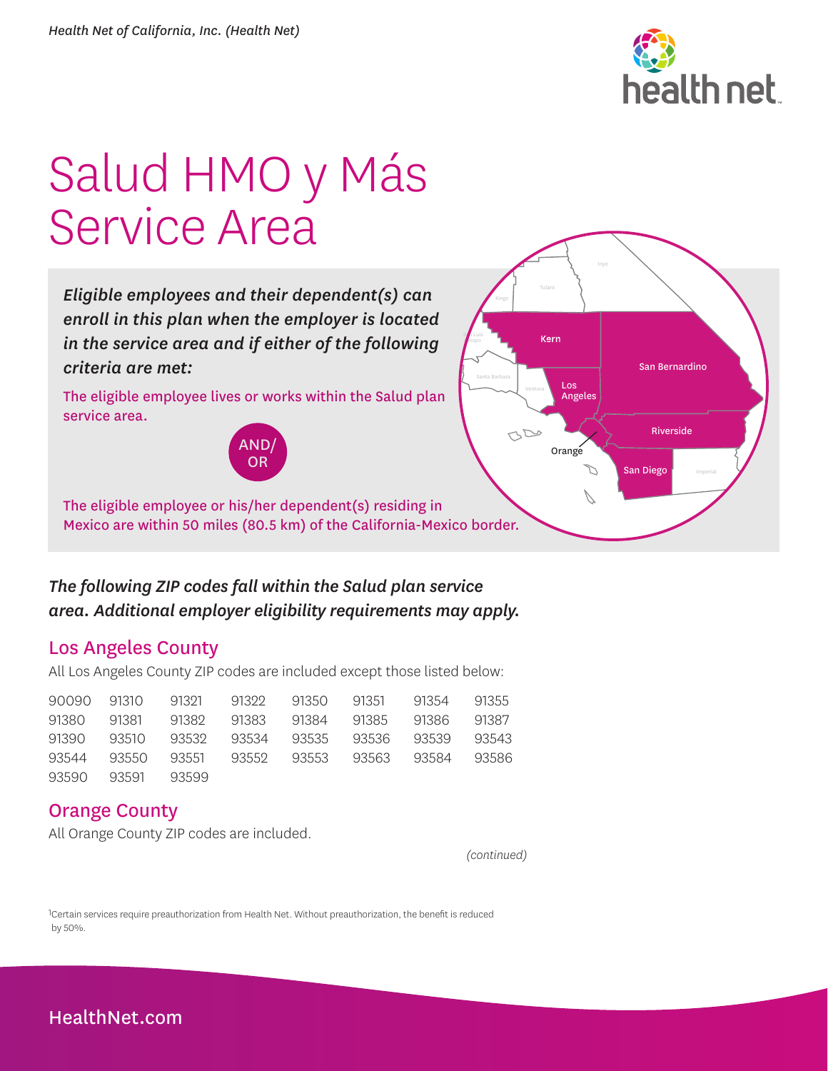Health Net of California, Inc. (Health Net)

# Salud HMO y Más Service Area

***Eligible employees and their dependent(s) can enroll in this plan when the employer is located in the service area and if either of the following criteria are met:***

The eligible employee lives or works within the Salud plan service area.

AND/ OR

The eligible employee or his/her dependent(s) residing in Mexico are within 50 miles (80.5 km) of the California-Mexico border.

***The following ZIP codes fall within the Salud plan service area. Additional employer eligibility requirements may apply.***

## Los Angeles County

All Los Angeles County ZIP codes are included except those listed below:

| | | | | | | | |
|---|---|---|---|---|---|---|---|
| 90090 | 91310 | 91321 | 91322 | 91350 | 91351 | 91354 | 91355 |
| 91380 | 91381 | 91382 | 91383 | 91384 | 91385 | 91386 | 91387 |
| 91390 | 93510 | 93532 | 93534 | 93535 | 93536 | 93539 | 93543 |
| 93544 | 93550 | 93551 | 93552 | 93553 | 93563 | 93584 | 93586 |
| 93590 | 93591 | 93599 | | | | | |

## Orange County

All Orange County ZIP codes are included.

*(continued)*

[1]Certain services require preauthorization from Health Net. Without preauthorization, the benefit is reduced by 50%.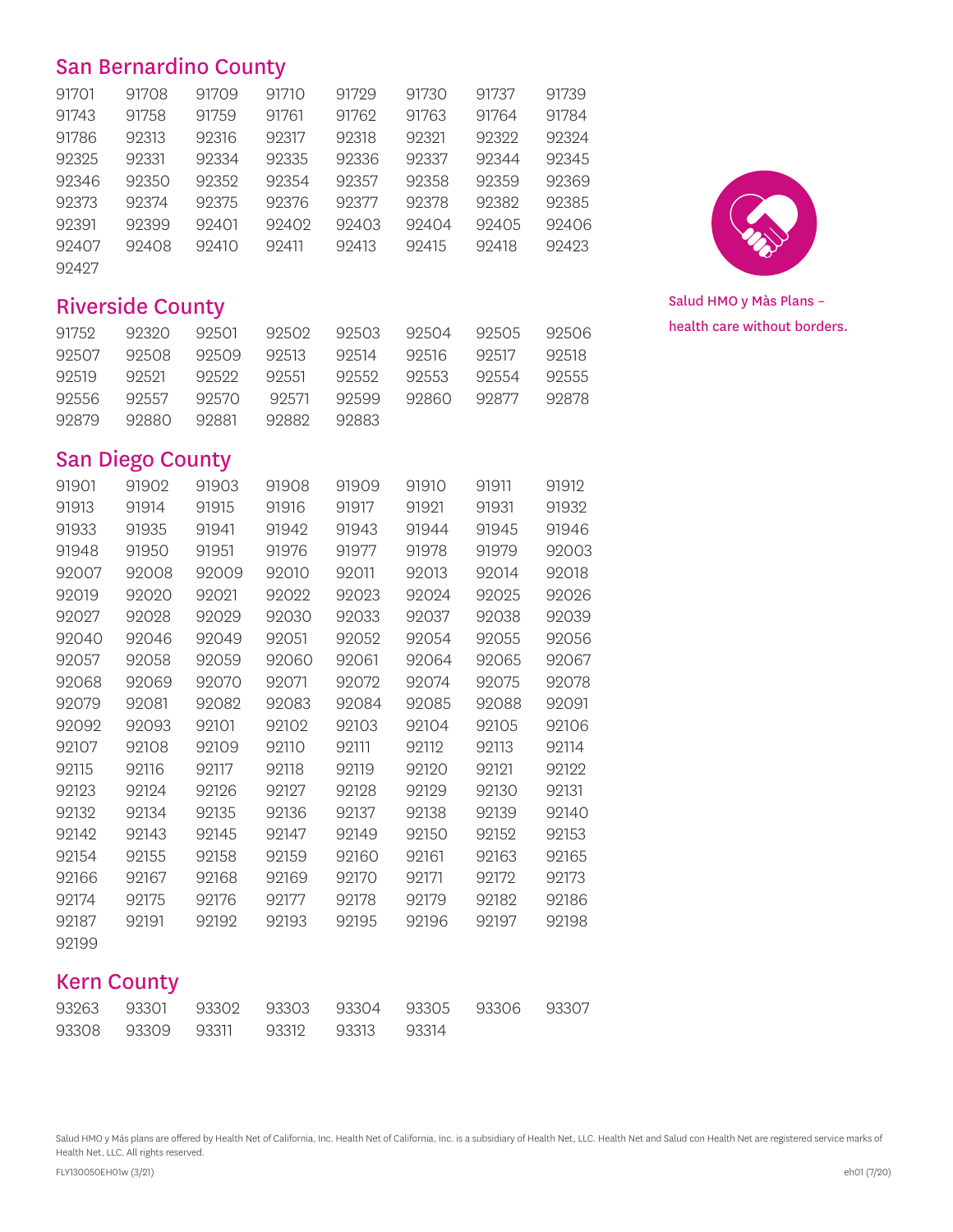## San Bernardino County

| | | | | | | | |
|---|---|---|---|---|---|---|---|
| 91701 | 91708 | 91709 | 91710 | 91729 | 91730 | 91737 | 91739 |
| 91743 | 91758 | 91759 | 91761 | 91762 | 91763 | 91764 | 91784 |
| 91786 | 92313 | 92316 | 92317 | 92318 | 92321 | 92322 | 92324 |
| 92325 | 92331 | 92334 | 92335 | 92336 | 92337 | 92344 | 92345 |
| 92346 | 92350 | 92352 | 92354 | 92357 | 92358 | 92359 | 92369 |
| 92373 | 92374 | 92375 | 92376 | 92377 | 92378 | 92382 | 92385 |
| 92391 | 92399 | 92401 | 92402 | 92403 | 92404 | 92405 | 92406 |
| 92407 | 92408 | 92410 | 92411 | 92413 | 92415 | 92418 | 92423 |
| 92427 | | | | | | | |

## Riverside County

| | | | | | | | |
|---|---|---|---|---|---|---|---|
| 91752 | 92320 | 92501 | 92502 | 92503 | 92504 | 92505 | 92506 |
| 92507 | 92508 | 92509 | 92513 | 92514 | 92516 | 92517 | 92518 |
| 92519 | 92521 | 92522 | 92551 | 92552 | 92553 | 92554 | 92555 |
| 92556 | 92557 | 92570 | 92571 | 92599 | 92860 | 92877 | 92878 |
| 92879 | 92880 | 92881 | 92882 | 92883 | | | |

## San Diego County

| | | | | | | | |
|---|---|---|---|---|---|---|---|
| 91901 | 91902 | 91903 | 91908 | 91909 | 91910 | 91911 | 91912 |
| 91913 | 91914 | 91915 | 91916 | 91917 | 91921 | 91931 | 91932 |
| 91933 | 91935 | 91941 | 91942 | 91943 | 91944 | 91945 | 91946 |
| 91948 | 91950 | 91951 | 91976 | 91977 | 91978 | 91979 | 92003 |
| 92007 | 92008 | 92009 | 92010 | 92011 | 92013 | 92014 | 92018 |
| 92019 | 92020 | 92021 | 92022 | 92023 | 92024 | 92025 | 92026 |
| 92027 | 92028 | 92029 | 92030 | 92033 | 92037 | 92038 | 92039 |
| 92040 | 92046 | 92049 | 92051 | 92052 | 92054 | 92055 | 92056 |
| 92057 | 92058 | 92059 | 92060 | 92061 | 92064 | 92065 | 92067 |
| 92068 | 92069 | 92070 | 92071 | 92072 | 92074 | 92075 | 92078 |
| 92079 | 92081 | 92082 | 92083 | 92084 | 92085 | 92088 | 92091 |
| 92092 | 92093 | 92101 | 92102 | 92103 | 92104 | 92105 | 92106 |
| 92107 | 92108 | 92109 | 92110 | 92111 | 92112 | 92113 | 92114 |
| 92115 | 92116 | 92117 | 92118 | 92119 | 92120 | 92121 | 92122 |
| 92123 | 92124 | 92126 | 92127 | 92128 | 92129 | 92130 | 92131 |
| 92132 | 92134 | 92135 | 92136 | 92137 | 92138 | 92139 | 92140 |
| 92142 | 92143 | 92145 | 92147 | 92149 | 92150 | 92152 | 92153 |
| 92154 | 92155 | 92158 | 92159 | 92160 | 92161 | 92163 | 92165 |
| 92166 | 92167 | 92168 | 92169 | 92170 | 92171 | 92172 | 92173 |
| 92174 | 92175 | 92176 | 92177 | 92178 | 92179 | 92182 | 92186 |
| 92187 | 92191 | 92192 | 92193 | 92195 | 92196 | 92197 | 92198 |
| 92199 | | | | | | | |

## Kern County

| | | | | | | | |
|---|---|---|---|---|---|---|---|
| 93263 | 93301 | 93302 | 93303 | 93304 | 93305 | 93306 | 93307 |
| 93308 | 93309 | 93311 | 93312 | 93313 | 93314 | | |

Salud HMO y Màs Plans – health care without borders.

Salud HMO y Más plans are offered by Health Net of California, Inc. Health Net of California, Inc. is a subsidiary of Health Net, LLC. Health Net and Salud con Health Net are registered service marks of Health Net, LLC. All rights reserved.

FLY130050EH01w (3/21)

eh01 (7/20)